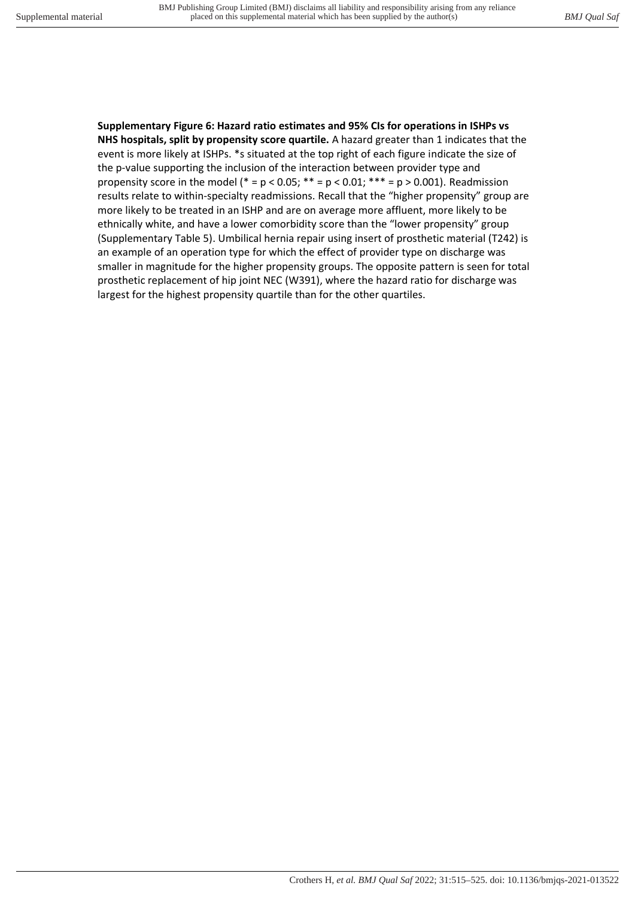**Supplementary Figure 6: Hazard ratio estimates and 95% CIs for operations in ISHPs vs NHS hospitals, split by propensity score quartile.** A hazard greater than 1 indicates that the event is more likely at ISHPs. *s situated at the top right of each figure indicate the size of the p-value supporting the inclusion of the interaction between provider type and propensity score in the model (* = $p < 0.05$; ** = $p < 0.01$; *** = $p > 0.001$). Readmission results relate to within-specialty readmissions. Recall that the "higher propensity" group are more likely to be treated in an ISHP and are on average more affluent, more likely to be ethnically white, and have a lower comorbidity score than the "lower propensity" group (Supplementary Table 5). Umbilical hernia repair using insert of prosthetic material (T242) is an example of an operation type for which the effect of provider type on discharge was smaller in magnitude for the higher propensity groups. The opposite pattern is seen for total prosthetic replacement of hip joint NEC (W391), where the hazard ratio for discharge was largest for the highest propensity quartile than for the other quartiles.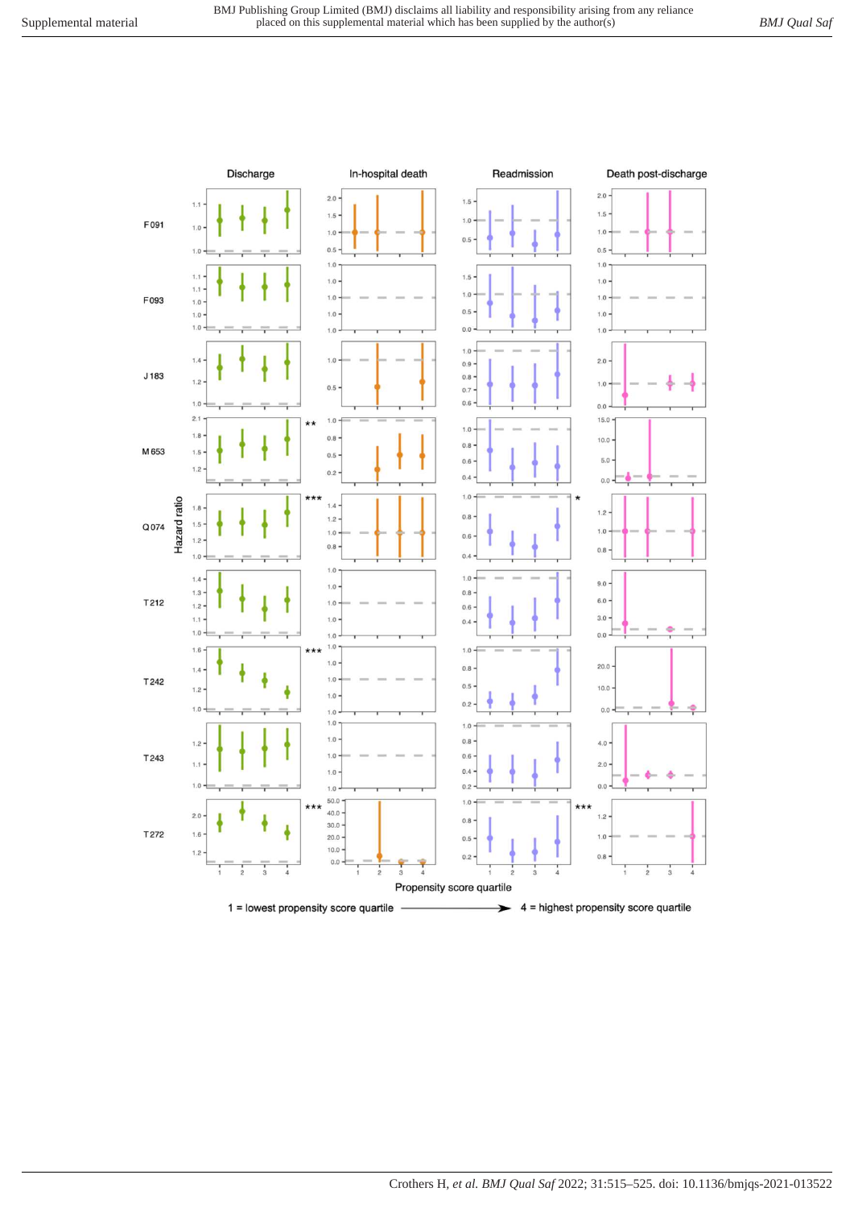Discharge | In-hospital death | Readmission | Death post-discharge

F091

F093

J183

M653 **

Q074 *** *

T212

T242 ***

T243

T272 *** ***

Hazard ratio

Propensity score quartile

1 = lowest propensity score quartile → 4 = highest propensity score quartile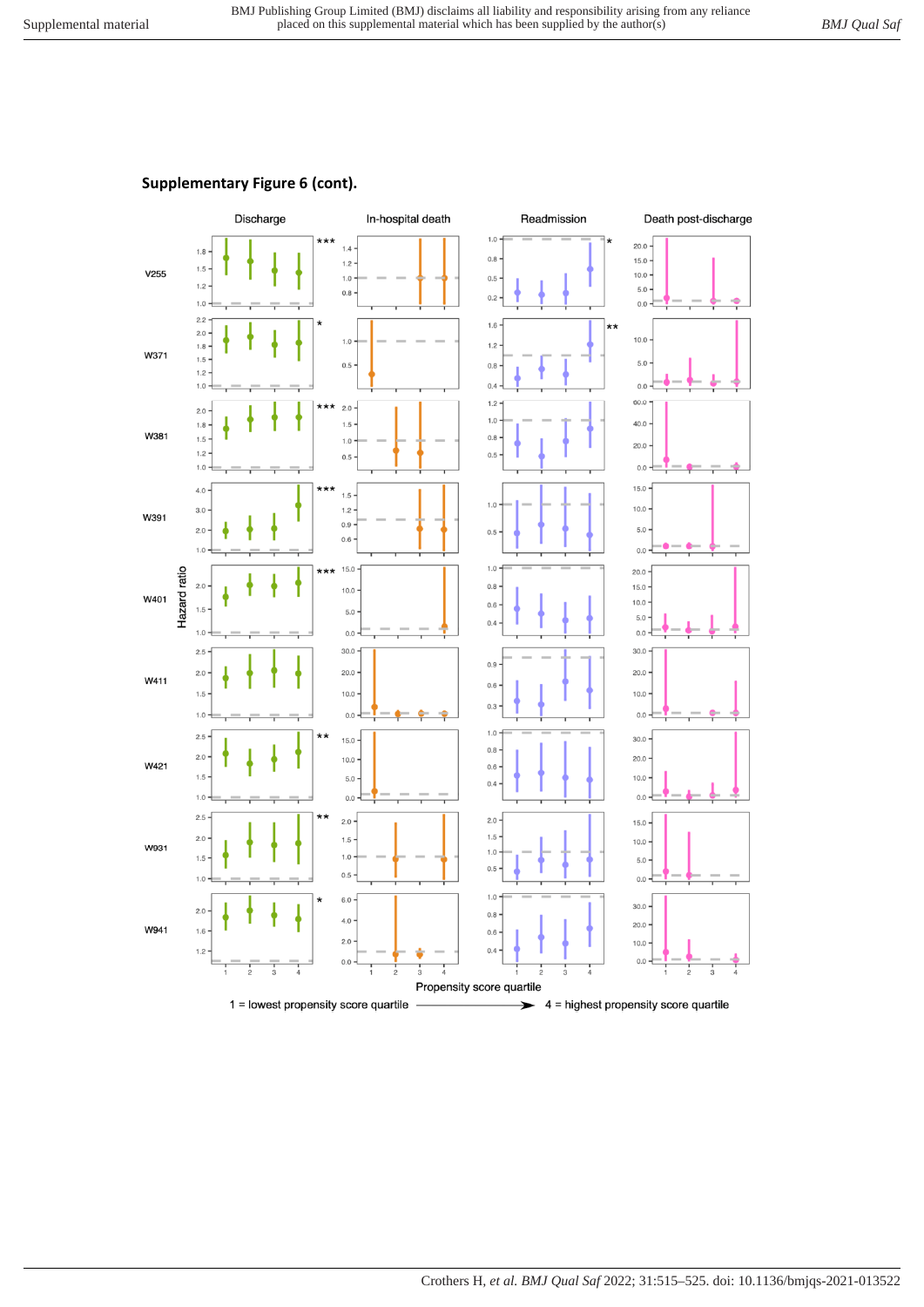## Supplementary Figure 6 (cont).

Discharge

In-hospital death

Readmission

Death post-discharge

V255

W371

W381

W391

W401

W411

W421

W931

W941

Hazard ratio

***

*

***

***

***

**

**

*

*

**

Propensity score quartile

1 = lowest propensity score quartile → 4 = highest propensity score quartile